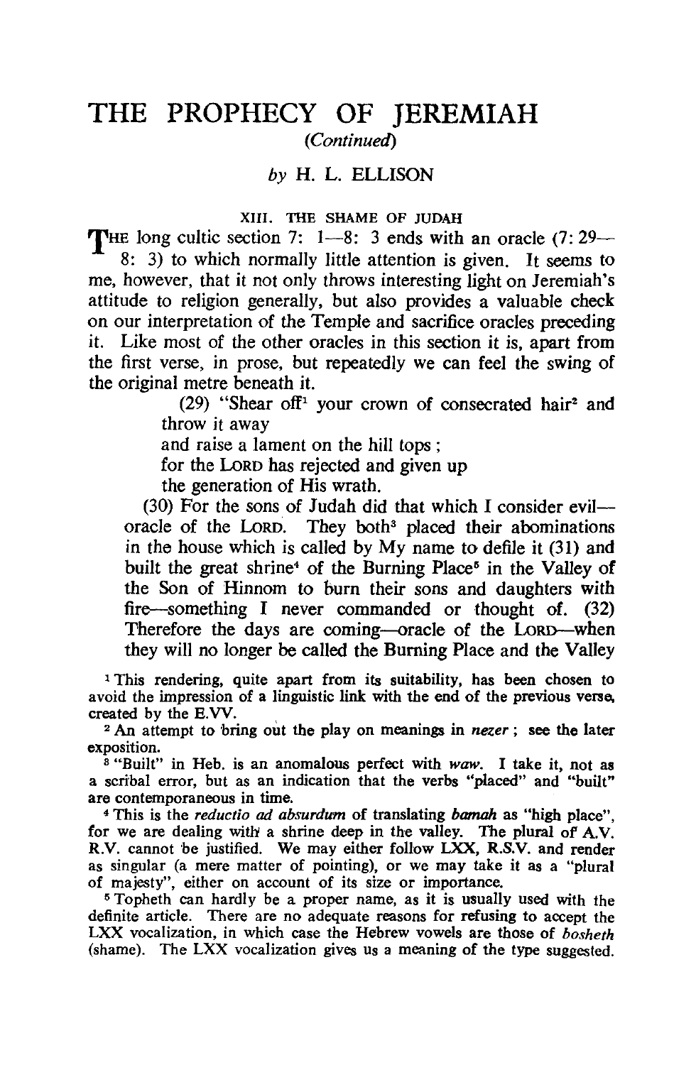# THE PROPHECY OF JEREMIAH

*(Continued)*

*by* H. L. ELLISON

## XIII. THE SHAME OF JUDAH

THE long cultic section 7: 1—8: 3 ends with an oracle (7: 29—8: 3) to which normally little attention is given. It seems to me, however, that it not only throws interesting light on Jeremiah's attitude to religion generally, but also provides a valuable check on our interpretation of the Temple and sacrifice oracles preceding it. Like most of the other oracles in this section it is, apart from the first verse, in prose, but repeatedly we can feel the swing of the original metre beneath it.

> (29) "Shear off[1] your crown of consecrated hair[2] and throw it away
> and raise a lament on the hill tops;
> for the LORD has rejected and given up
> the generation of His wrath.
>
> (30) For the sons of Judah did that which I consider evil—oracle of the LORD. They both[3] placed their abominations in the house which is called by My name to defile it (31) and built the great shrine[4] of the Burning Place[5] in the Valley of the Son of Hinnom to burn their sons and daughters with fire—something I never commanded or thought of. (32) Therefore the days are coming—oracle of the LORD—when they will no longer be called the Burning Place and the Valley

[1] This rendering, quite apart from its suitability, has been chosen to avoid the impression of a linguistic link with the end of the previous verse, created by the E.VV.

[2] An attempt to bring out the play on meanings in *nezer*; see the later exposition.

[3] "Built" in Heb. is an anomalous perfect with *waw*. I take it, not as a scribal error, but as an indication that the verbs "placed" and "built" are contemporaneous in time.

[4] This is the *reductio ad absurdum* of translating *bamah* as "high place", for we are dealing with a shrine deep in the valley. The plural of A.V. R.V. cannot be justified. We may either follow LXX, R.S.V. and render as singular (a mere matter of pointing), or we may take it as a "plural of majesty", either on account of its size or importance.

[5] Topheth can hardly be a proper name, as it is usually used with the definite article. There are no adequate reasons for refusing to accept the LXX vocalization, in which case the Hebrew vowels are those of *bosheth* (shame). The LXX vocalization gives us a meaning of the type suggested.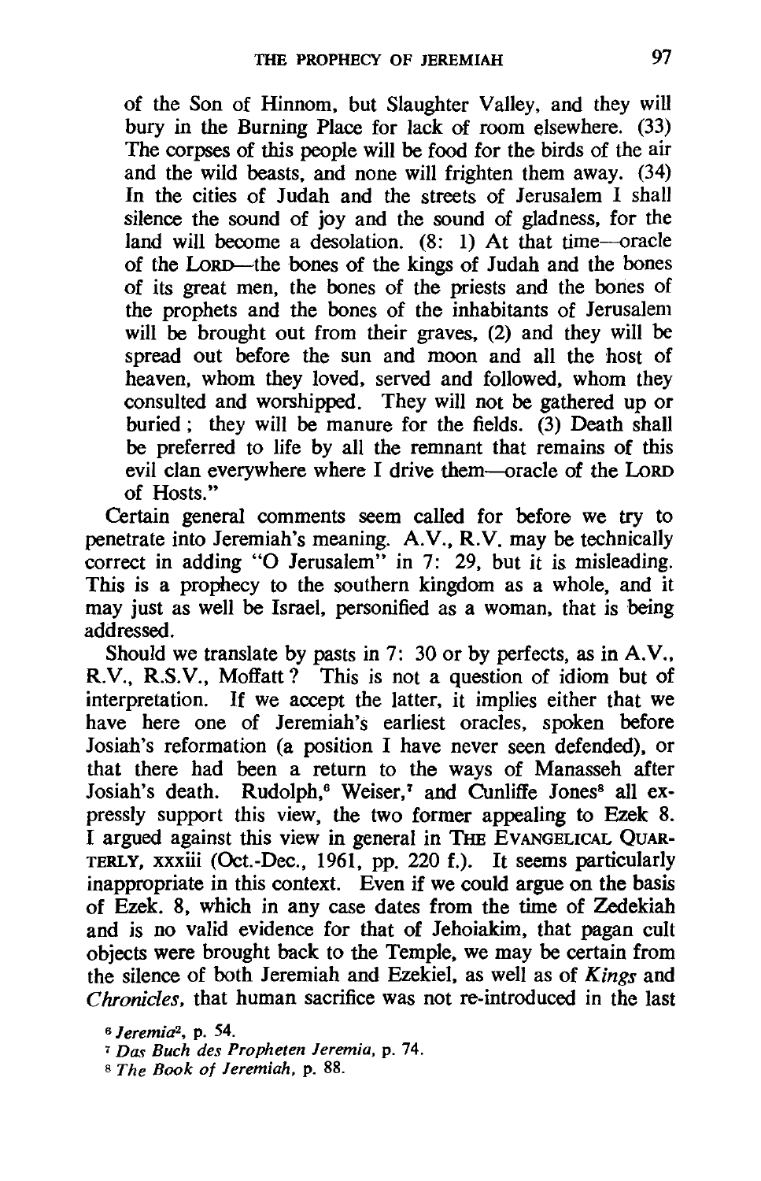of the Son of Hinnom, but Slaughter Valley, and they will bury in the Burning Place for lack of room elsewhere. (33) The corpses of this people will be food for the birds of the air and the wild beasts, and none will frighten them away. (34) In the cities of Judah and the streets of Jerusalem I shall silence the sound of joy and the sound of gladness, for the land will become a desolation. (8: 1) At that time—oracle of the LORD—the bones of the kings of Judah and the bones of its great men, the bones of the priests and the bones of the prophets and the bones of the inhabitants of Jerusalem will be brought out from their graves, (2) and they will be spread out before the sun and moon and all the host of heaven, whom they loved, served and followed, whom they consulted and worshipped. They will not be gathered up or buried; they will be manure for the fields. (3) Death shall be preferred to life by all the remnant that remains of this evil clan everywhere where I drive them—oracle of the LORD of Hosts."

Certain general comments seem called for before we try to penetrate into Jeremiah's meaning. A.V., R.V. may be technically correct in adding "O Jerusalem" in 7: 29, but it is misleading. This is a prophecy to the southern kingdom as a whole, and it may just as well be Israel, personified as a woman, that is being addressed.

Should we translate by pasts in 7: 30 or by perfects, as in A.V., R.V., R.S.V., Moffatt? This is not a question of idiom but of interpretation. If we accept the latter, it implies either that we have here one of Jeremiah's earliest oracles, spoken before Josiah's reformation (a position I have never seen defended), or that there had been a return to the ways of Manasseh after Josiah's death. Rudolph,[6] Weiser,[7] and Cunliffe Jones[8] all expressly support this view, the two former appealing to Ezek 8. I argued against this view in general in THE EVANGELICAL QUARTERLY, xxxiii (Oct.-Dec., 1961, pp. 220 f.). It seems particularly inappropriate in this context. Even if we could argue on the basis of Ezek. 8, which in any case dates from the time of Zedekiah and is no valid evidence for that of Jehoiakim, that pagan cult objects were brought back to the Temple, we may be certain from the silence of both Jeremiah and Ezekiel, as well as of *Kings* and *Chronicles*, that human sacrifice was not re-introduced in the last

[6] *Jeremia*², p. 54.

[7] *Das Buch des Propheten Jeremia*, p. 74.

[8] *The Book of Jeremiah*, p. 88.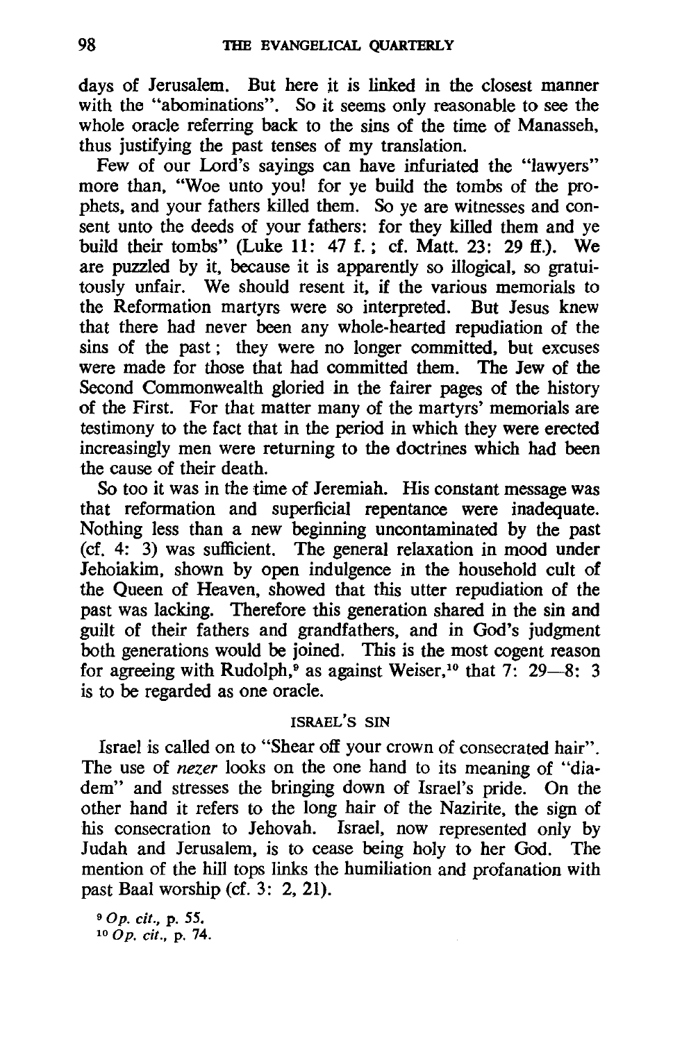days of Jerusalem. But here it is linked in the closest manner with the "abominations". So it seems only reasonable to see the whole oracle referring back to the sins of the time of Manasseh, thus justifying the past tenses of my translation.

Few of our Lord's sayings can have infuriated the "lawyers" more than, "Woe unto you! for ye build the tombs of the prophets, and your fathers killed them. So ye are witnesses and consent unto the deeds of your fathers: for they killed them and ye build their tombs" (Luke 11: 47 f.; cf. Matt. 23: 29 ff.). We are puzzled by it, because it is apparently so illogical, so gratuitously unfair. We should resent it, if the various memorials to the Reformation martyrs were so interpreted. But Jesus knew that there had never been any whole-hearted repudiation of the sins of the past; they were no longer committed, but excuses were made for those that had committed them. The Jew of the Second Commonwealth gloried in the fairer pages of the history of the First. For that matter many of the martyrs' memorials are testimony to the fact that in the period in which they were erected increasingly men were returning to the doctrines which had been the cause of their death.

So too it was in the time of Jeremiah. His constant message was that reformation and superficial repentance were inadequate. Nothing less than a new beginning uncontaminated by the past (cf. 4: 3) was sufficient. The general relaxation in mood under Jehoiakim, shown by open indulgence in the household cult of the Queen of Heaven, showed that this utter repudiation of the past was lacking. Therefore this generation shared in the sin and guilt of their fathers and grandfathers, and in God's judgment both generations would be joined. This is the most cogent reason for agreeing with Rudolph,[9] as against Weiser,[10] that 7: 29—8: 3 is to be regarded as one oracle.

## ISRAEL'S SIN

Israel is called on to "Shear off your crown of consecrated hair". The use of *nezer* looks on the one hand to its meaning of "diadem" and stresses the bringing down of Israel's pride. On the other hand it refers to the long hair of the Nazirite, the sign of his consecration to Jehovah. Israel, now represented only by Judah and Jerusalem, is to cease being holy to her God. The mention of the hill tops links the humiliation and profanation with past Baal worship (cf. 3: 2, 21).

[9] *Op. cit.*, p. 55.
[10] *Op. cit.*, p. 74.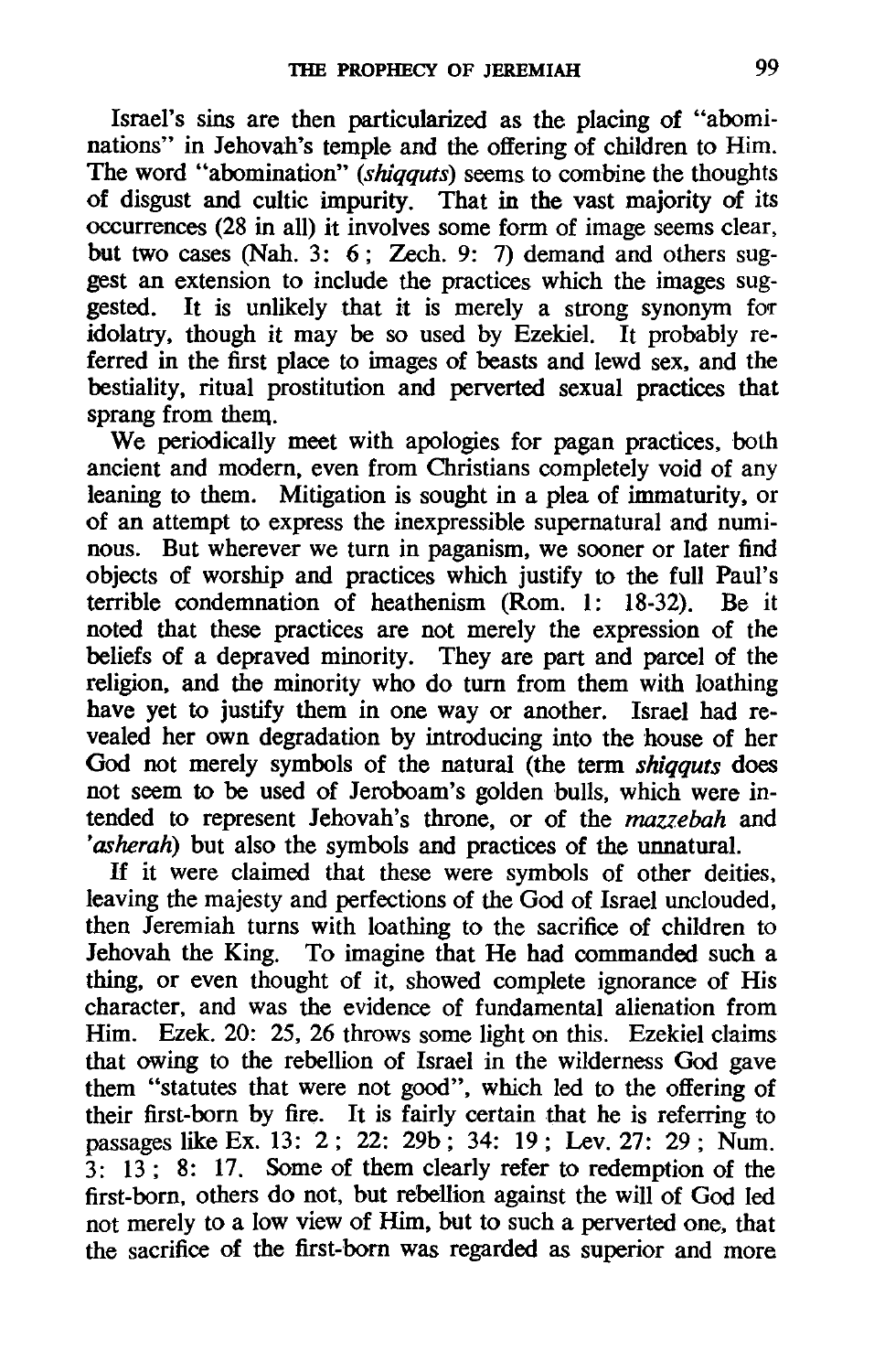Israel's sins are then particularized as the placing of "abominations" in Jehovah's temple and the offering of children to Him. The word "abomination" (*shiqquts*) seems to combine the thoughts of disgust and cultic impurity. That in the vast majority of its occurrences (28 in all) it involves some form of image seems clear, but two cases (Nah. 3: 6; Zech. 9: 7) demand and others suggest an extension to include the practices which the images suggested. It is unlikely that it is merely a strong synonym for idolatry, though it may be so used by Ezekiel. It probably referred in the first place to images of beasts and lewd sex, and the bestiality, ritual prostitution and perverted sexual practices that sprang from them.

We periodically meet with apologies for pagan practices, both ancient and modern, even from Christians completely void of any leaning to them. Mitigation is sought in a plea of immaturity, or of an attempt to express the inexpressible supernatural and numinous. But wherever we turn in paganism, we sooner or later find objects of worship and practices which justify to the full Paul's terrible condemnation of heathenism (Rom. 1: 18-32). Be it noted that these practices are not merely the expression of the beliefs of a depraved minority. They are part and parcel of the religion, and the minority who do turn from them with loathing have yet to justify them in one way or another. Israel had revealed her own degradation by introducing into the house of her God not merely symbols of the natural (the term *shiqquts* does not seem to be used of Jeroboam's golden bulls, which were intended to represent Jehovah's throne, or of the *mazzebah* and *'asherah*) but also the symbols and practices of the unnatural.

If it were claimed that these were symbols of other deities, leaving the majesty and perfections of the God of Israel unclouded, then Jeremiah turns with loathing to the sacrifice of children to Jehovah the King. To imagine that He had commanded such a thing, or even thought of it, showed complete ignorance of His character, and was the evidence of fundamental alienation from Him. Ezek. 20: 25, 26 throws some light on this. Ezekiel claims that owing to the rebellion of Israel in the wilderness God gave them "statutes that were not good", which led to the offering of their first-born by fire. It is fairly certain that he is referring to passages like Ex. 13: 2; 22: 29b; 34: 19; Lev. 27: 29; Num. 3: 13; 8: 17. Some of them clearly refer to redemption of the first-born, others do not, but rebellion against the will of God led not merely to a low view of Him, but to such a perverted one, that the sacrifice of the first-born was regarded as superior and more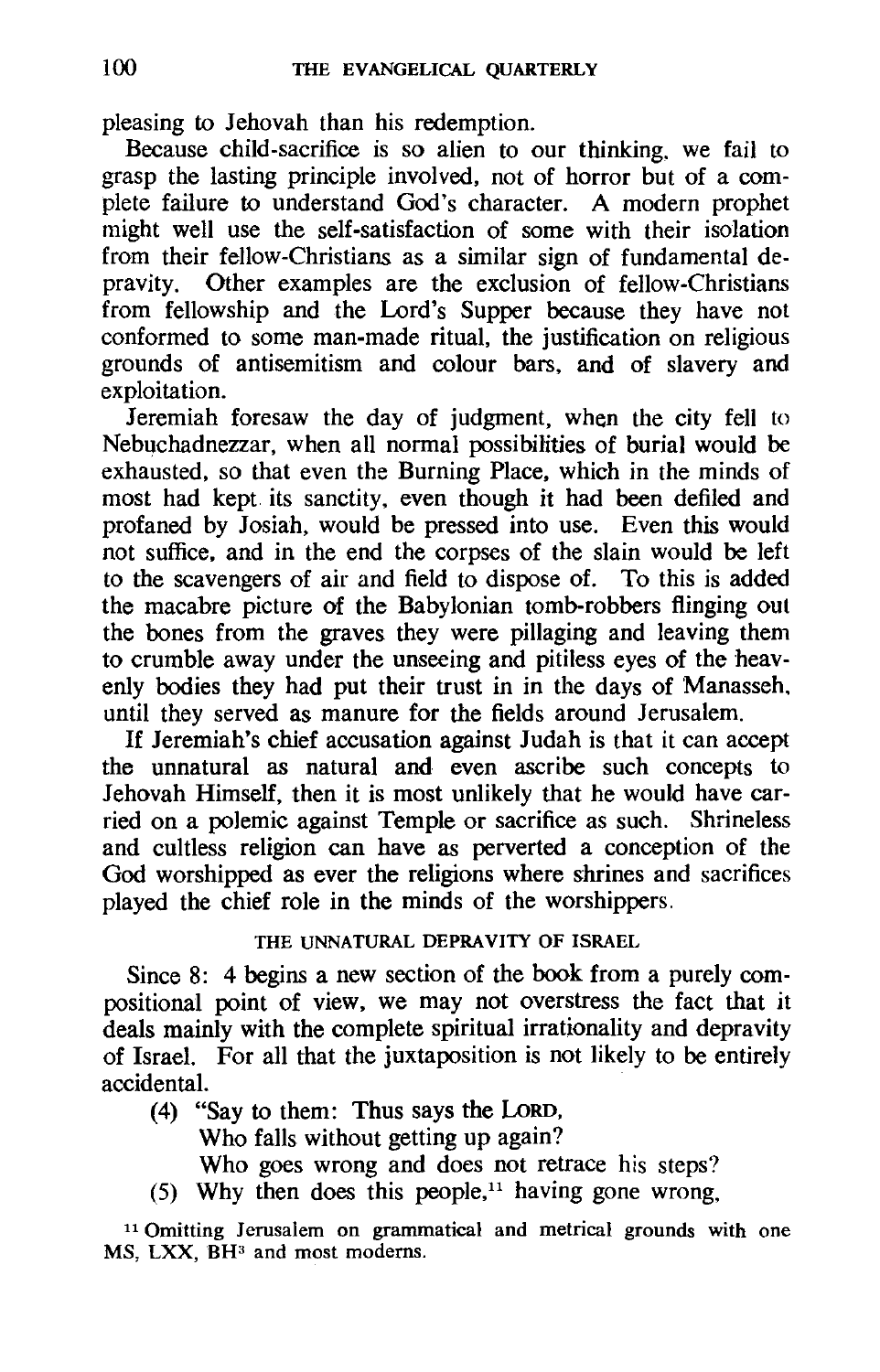pleasing to Jehovah than his redemption.

Because child-sacrifice is so alien to our thinking, we fail to grasp the lasting principle involved, not of horror but of a complete failure to understand God's character. A modern prophet might well use the self-satisfaction of some with their isolation from their fellow-Christians as a similar sign of fundamental depravity. Other examples are the exclusion of fellow-Christians from fellowship and the Lord's Supper because they have not conformed to some man-made ritual, the justification on religious grounds of antisemitism and colour bars, and of slavery and exploitation.

Jeremiah foresaw the day of judgment, when the city fell to Nebuchadnezzar, when all normal possibilities of burial would be exhausted, so that even the Burning Place, which in the minds of most had kept its sanctity, even though it had been defiled and profaned by Josiah, would be pressed into use. Even this would not suffice, and in the end the corpses of the slain would be left to the scavengers of air and field to dispose of. To this is added the macabre picture of the Babylonian tomb-robbers flinging out the bones from the graves they were pillaging and leaving them to crumble away under the unseeing and pitiless eyes of the heavenly bodies they had put their trust in in the days of Manasseh, until they served as manure for the fields around Jerusalem.

If Jeremiah's chief accusation against Judah is that it can accept the unnatural as natural and even ascribe such concepts to Jehovah Himself, then it is most unlikely that he would have carried on a polemic against Temple or sacrifice as such. Shrineless and cultless religion can have as perverted a conception of the God worshipped as ever the religions where shrines and sacrifices played the chief role in the minds of the worshippers.

## THE UNNATURAL DEPRAVITY OF ISRAEL

Since 8: 4 begins a new section of the book from a purely compositional point of view, we may not overstress the fact that it deals mainly with the complete spiritual irrationality and depravity of Israel. For all that the juxtaposition is not likely to be entirely accidental.

(4) "Say to them: Thus says the LORD,
Who falls without getting up again?
Who goes wrong and does not retrace his steps?
(5) Why then does this people,[11] having gone wrong,

[11] Omitting Jerusalem on grammatical and metrical grounds with one MS, LXX, BH[3] and most moderns.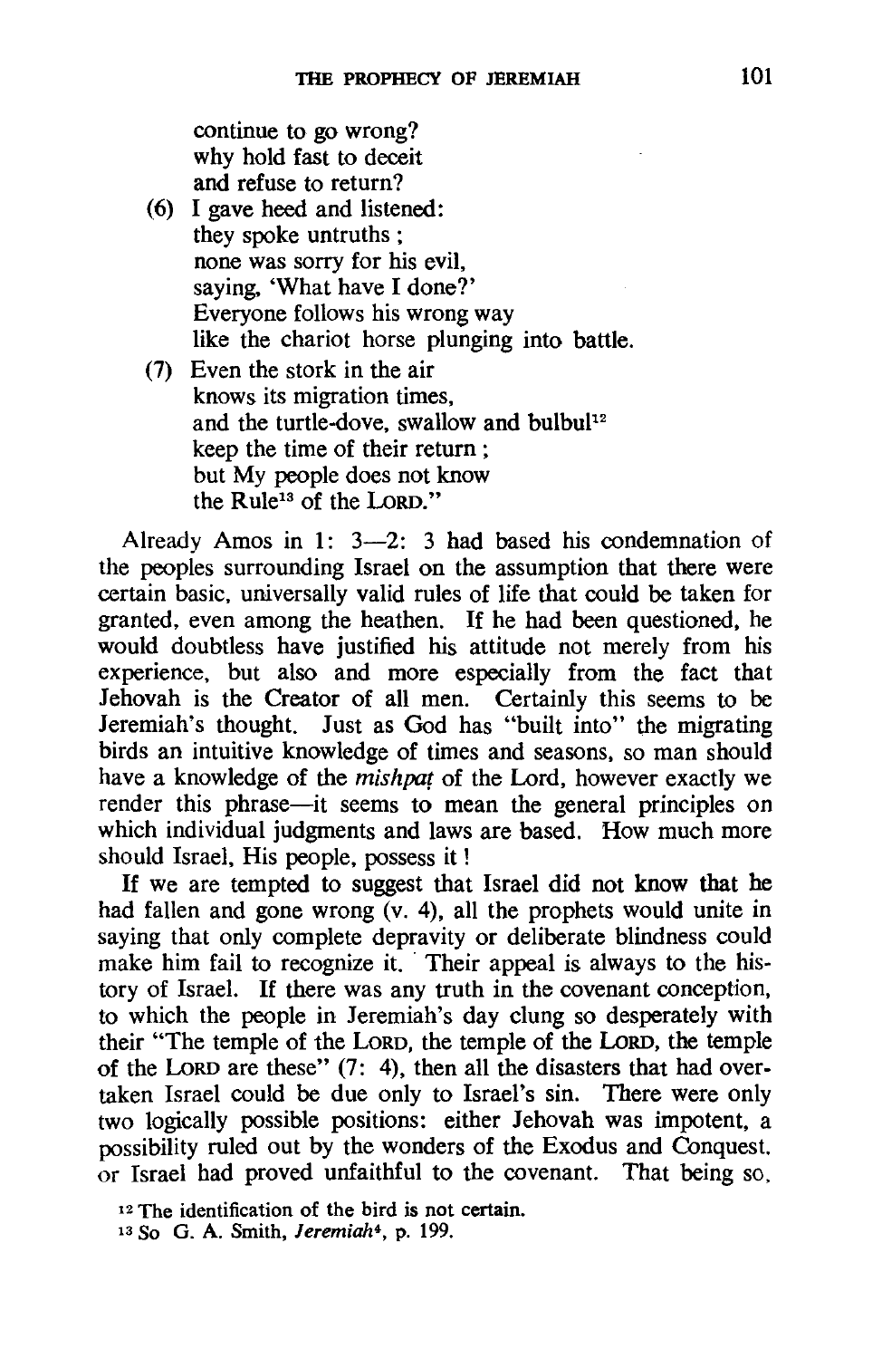continue to go wrong?
why hold fast to deceit
and refuse to return?

(6) I gave heed and listened:
they spoke untruths;
none was sorry for his evil,
saying, 'What have I done?'
Everyone follows his wrong way
like the chariot horse plunging into battle.

(7) Even the stork in the air
knows its migration times,
and the turtle-dove, swallow and bulbul[12]
keep the time of their return;
but My people does not know
the Rule[13] of the LORD."

Already Amos in 1: 3—2: 3 had based his condemnation of the peoples surrounding Israel on the assumption that there were certain basic, universally valid rules of life that could be taken for granted, even among the heathen. If he had been questioned, he would doubtless have justified his attitude not merely from his experience, but also and more especially from the fact that Jehovah is the Creator of all men. Certainly this seems to be Jeremiah's thought. Just as God has "built into" the migrating birds an intuitive knowledge of times and seasons, so man should have a knowledge of the *mishpaṭ* of the Lord, however exactly we render this phrase—it seems to mean the general principles on which individual judgments and laws are based. How much more should Israel, His people, possess it!

If we are tempted to suggest that Israel did not know that he had fallen and gone wrong (v. 4), all the prophets would unite in saying that only complete depravity or deliberate blindness could make him fail to recognize it. Their appeal is always to the history of Israel. If there was any truth in the covenant conception, to which the people in Jeremiah's day clung so desperately with their "The temple of the LORD, the temple of the LORD, the temple of the LORD are these" (7: 4), then all the disasters that had overtaken Israel could be due only to Israel's sin. There were only two logically possible positions: either Jehovah was impotent, a possibility ruled out by the wonders of the Exodus and Conquest, or Israel had proved unfaithful to the covenant. That being so,

[12] The identification of the bird is not certain.

[13] So G. A. Smith, *Jeremiah*[4], p. 199.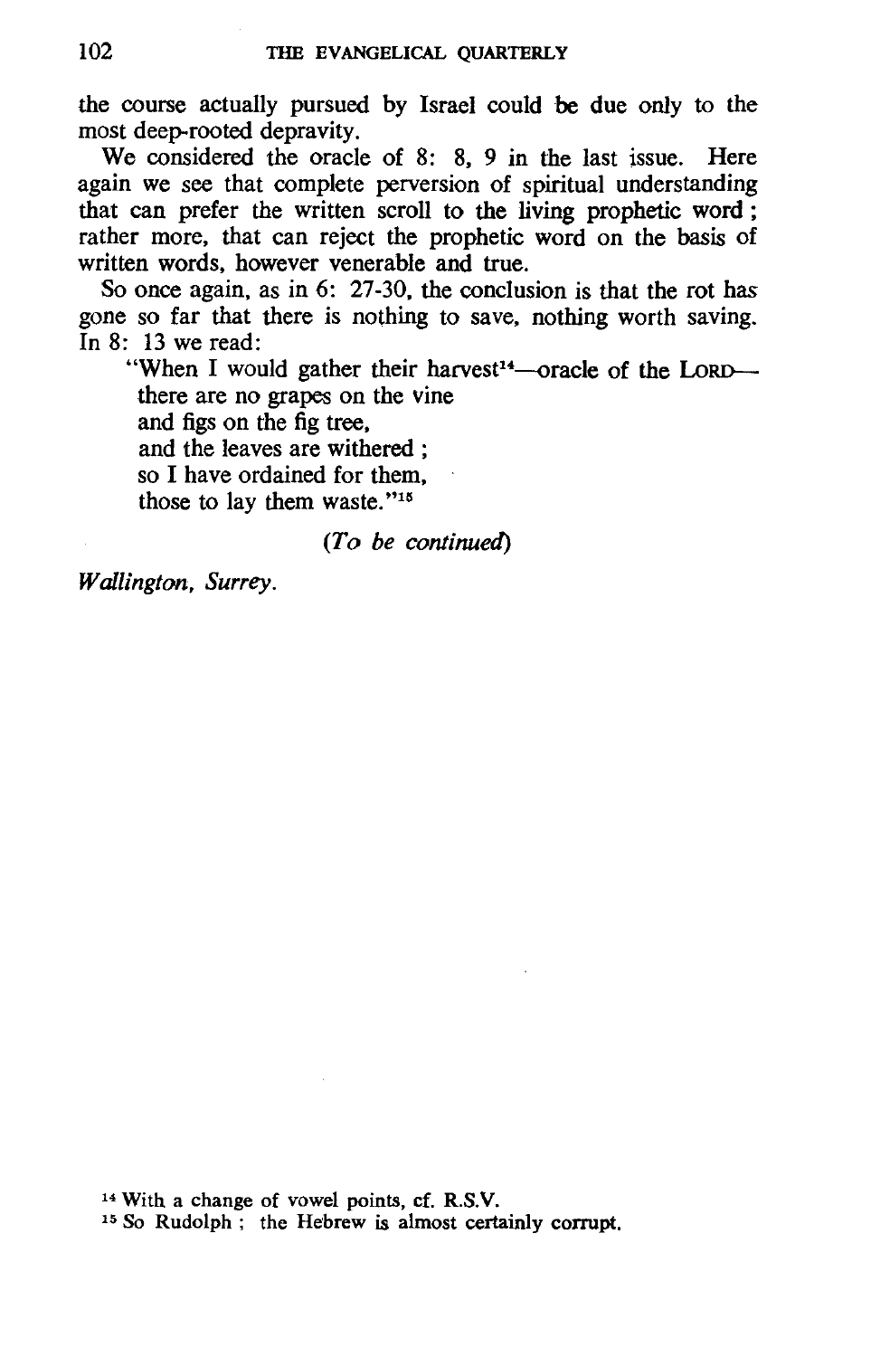the course actually pursued by Israel could be due only to the most deep-rooted depravity.

We considered the oracle of 8: 8, 9 in the last issue. Here again we see that complete perversion of spiritual understanding that can prefer the written scroll to the living prophetic word; rather more, that can reject the prophetic word on the basis of written words, however venerable and true.

So once again, as in 6: 27-30, the conclusion is that the rot has gone so far that there is nothing to save, nothing worth saving. In 8: 13 we read:

> "When I would gather their harvest[14]—oracle of the LORD—
> there are no grapes on the vine
> and figs on the fig tree,
> and the leaves are withered;
> so I have ordained for them,
> those to lay them waste."[15]

*(To be continued)*

*Wallington, Surrey.*

[14] With a change of vowel points, cf. R.S.V.

[15] So Rudolph; the Hebrew is almost certainly corrupt.